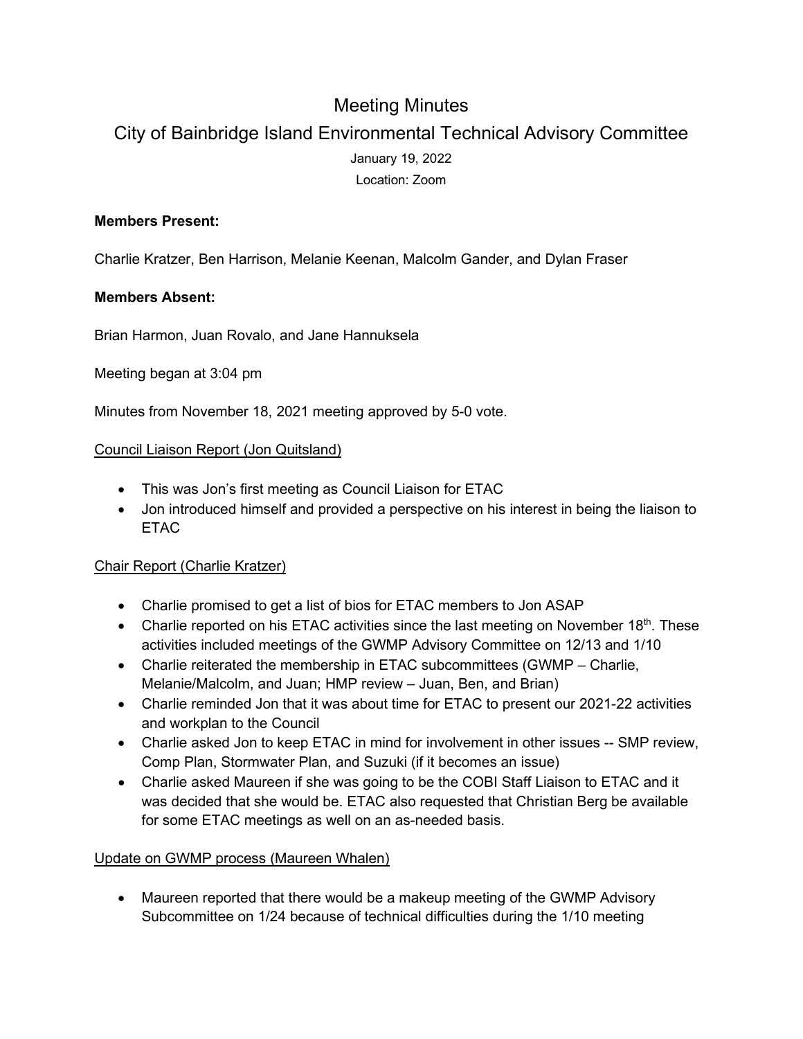# Meeting Minutes

## City of Bainbridge Island Environmental Technical Advisory Committee

January 19, 2022

Location: Zoom

**Members Present:**

Charlie Kratzer, Ben Harrison, Melanie Keenan, Malcolm Gander, and Dylan Fraser

**Members Absent:**

Brian Harmon, Juan Rovalo, and Jane Hannuksela

Meeting began at 3:04 pm

Minutes from November 18, 2021 meeting approved by 5-0 vote.

Council Liaison Report (Jon Quitsland)

- This was Jon's first meeting as Council Liaison for ETAC
- Jon introduced himself and provided a perspective on his interest in being the liaison to ETAC

Chair Report (Charlie Kratzer)

- Charlie promised to get a list of bios for ETAC members to Jon ASAP
- Charlie reported on his ETAC activities since the last meeting on November 18th. These activities included meetings of the GWMP Advisory Committee on 12/13 and 1/10
- Charlie reiterated the membership in ETAC subcommittees (GWMP – Charlie, Melanie/Malcolm, and Juan; HMP review – Juan, Ben, and Brian)
- Charlie reminded Jon that it was about time for ETAC to present our 2021-22 activities and workplan to the Council
- Charlie asked Jon to keep ETAC in mind for involvement in other issues -- SMP review, Comp Plan, Stormwater Plan, and Suzuki (if it becomes an issue)
- Charlie asked Maureen if she was going to be the COBI Staff Liaison to ETAC and it was decided that she would be. ETAC also requested that Christian Berg be available for some ETAC meetings as well on an as-needed basis.

Update on GWMP process (Maureen Whalen)

- Maureen reported that there would be a makeup meeting of the GWMP Advisory Subcommittee on 1/24 because of technical difficulties during the 1/10 meeting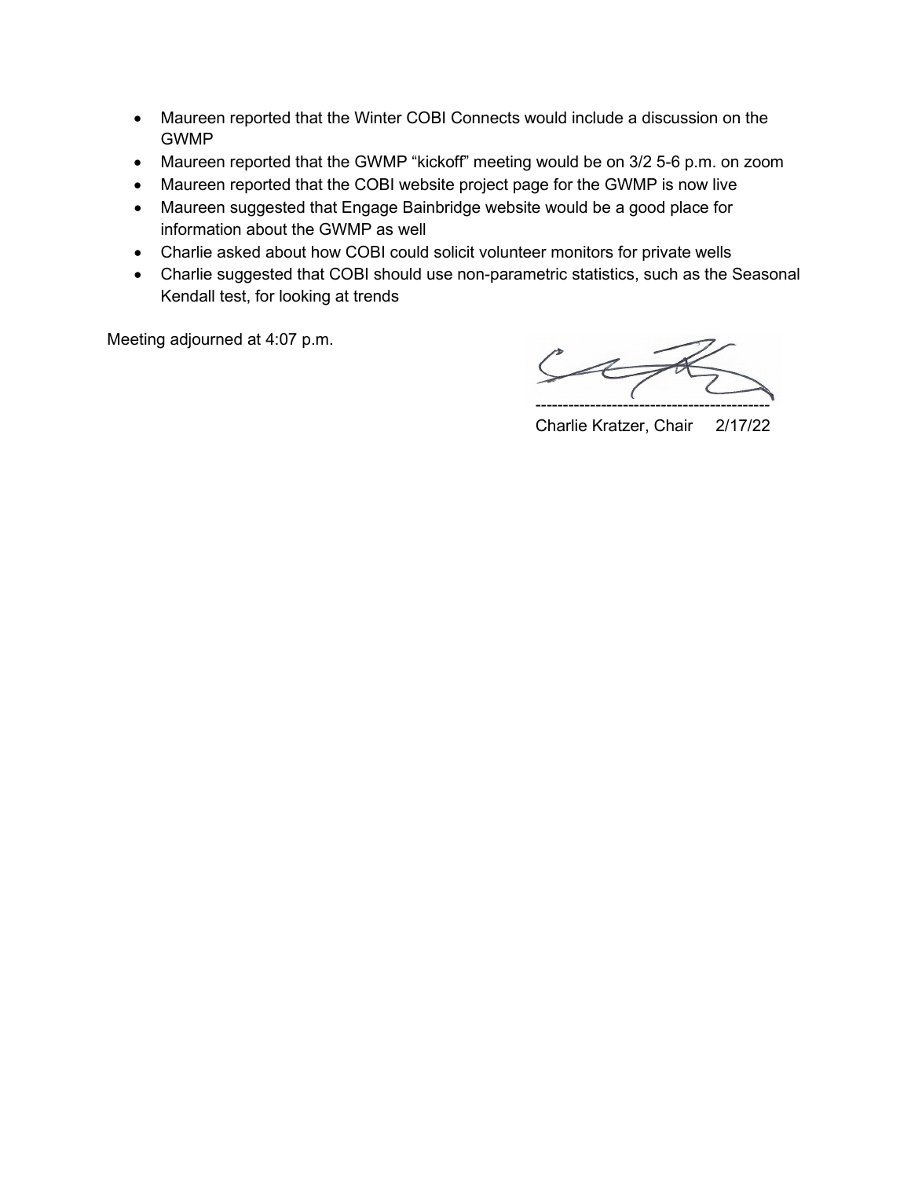- Maureen reported that the Winter COBI Connects would include a discussion on the GWMP
- Maureen reported that the GWMP “kickoff” meeting would be on 3/2 5-6 p.m. on zoom
- Maureen reported that the COBI website project page for the GWMP is now live
- Maureen suggested that Engage Bainbridge website would be a good place for information about the GWMP as well
- Charlie asked about how COBI could solicit volunteer monitors for private wells
- Charlie suggested that COBI should use non-parametric statistics, such as the Seasonal Kendall test, for looking at trends

Meeting adjourned at 4:07 p.m.

-------------------------------------------
Charlie Kratzer, Chair 2/17/22